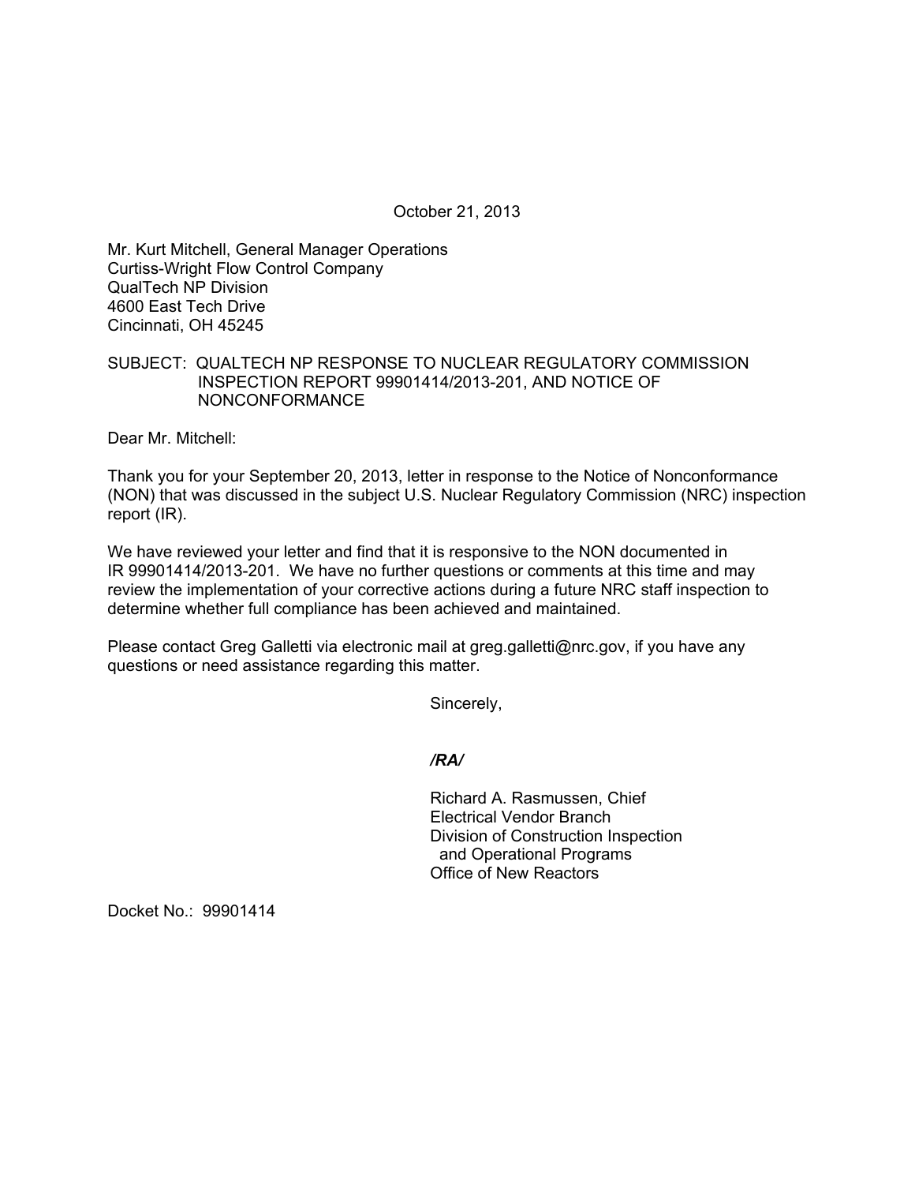October 21, 2013

Mr. Kurt Mitchell, General Manager Operations
Curtiss-Wright Flow Control Company
QualTech NP Division
4600 East Tech Drive
Cincinnati, OH 45245

SUBJECT: QUALTECH NP RESPONSE TO NUCLEAR REGULATORY COMMISSION INSPECTION REPORT 99901414/2013-201, AND NOTICE OF NONCONFORMANCE

Dear Mr. Mitchell:

Thank you for your September 20, 2013, letter in response to the Notice of Nonconformance (NON) that was discussed in the subject U.S. Nuclear Regulatory Commission (NRC) inspection report (IR).

We have reviewed your letter and find that it is responsive to the NON documented in IR 99901414/2013-201. We have no further questions or comments at this time and may review the implementation of your corrective actions during a future NRC staff inspection to determine whether full compliance has been achieved and maintained.

Please contact Greg Galletti via electronic mail at greg.galletti@nrc.gov, if you have any questions or need assistance regarding this matter.

Sincerely,

*/RA/*

Richard A. Rasmussen, Chief
Electrical Vendor Branch
Division of Construction Inspection
and Operational Programs
Office of New Reactors

Docket No.: 99901414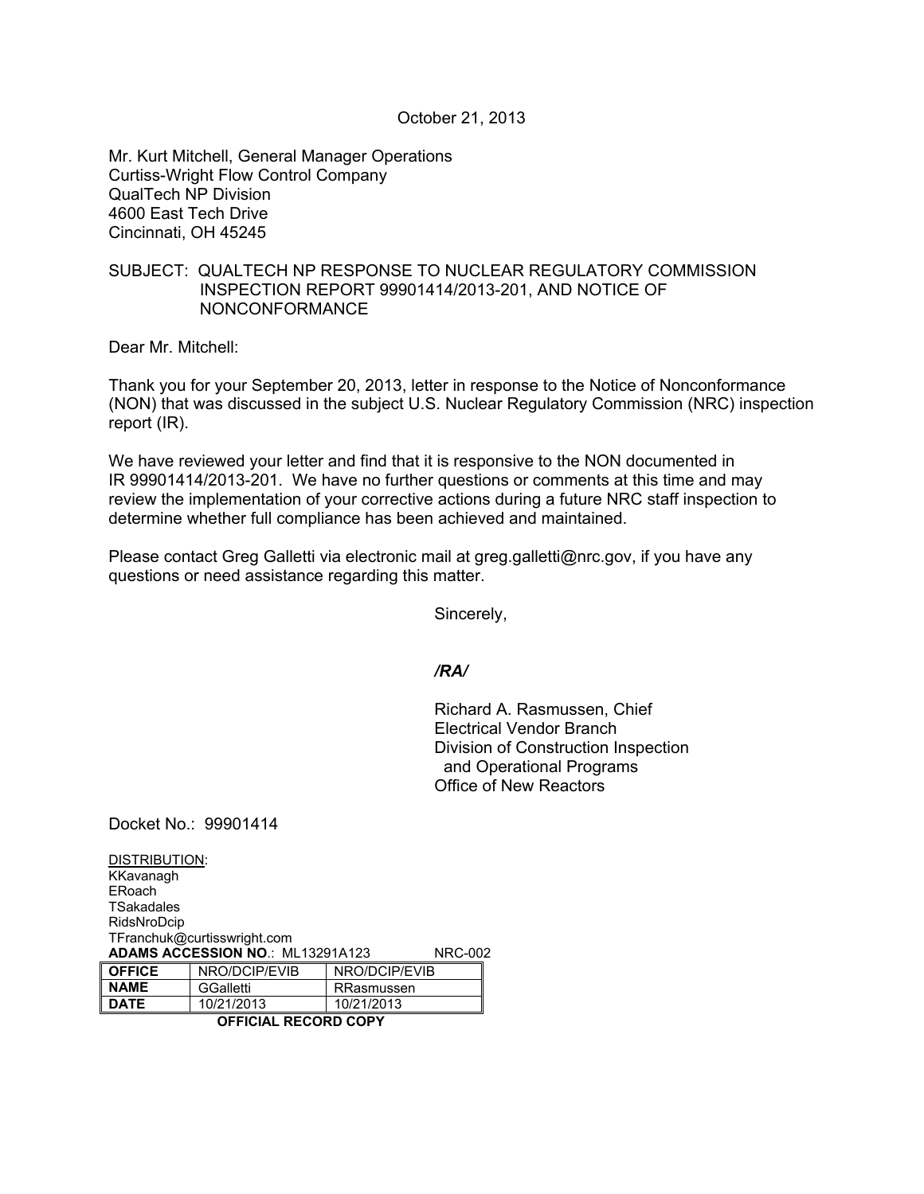October 21, 2013

Mr. Kurt Mitchell, General Manager Operations
Curtiss-Wright Flow Control Company
QualTech NP Division
4600 East Tech Drive
Cincinnati, OH 45245

SUBJECT: QUALTECH NP RESPONSE TO NUCLEAR REGULATORY COMMISSION INSPECTION REPORT 99901414/2013-201, AND NOTICE OF NONCONFORMANCE

Dear Mr. Mitchell:

Thank you for your September 20, 2013, letter in response to the Notice of Nonconformance (NON) that was discussed in the subject U.S. Nuclear Regulatory Commission (NRC) inspection report (IR).

We have reviewed your letter and find that it is responsive to the NON documented in IR 99901414/2013-201. We have no further questions or comments at this time and may review the implementation of your corrective actions during a future NRC staff inspection to determine whether full compliance has been achieved and maintained.

Please contact Greg Galletti via electronic mail at greg.galletti@nrc.gov, if you have any questions or need assistance regarding this matter.

Sincerely,

*/RA/*

Richard A. Rasmussen, Chief
Electrical Vendor Branch
Division of Construction Inspection
and Operational Programs
Office of New Reactors

Docket No.: 99901414

DISTRIBUTION:
KKavanagh
ERoach
TSakadales
RidsNroDcip
TFranchuk@curtisswright.com

**ADAMS ACCESSION NO.**: ML13291A123 NRC-002

| **OFFICE** | NRO/DCIP/EVIB | NRO/DCIP/EVIB |
|---|---|---|
| **NAME** | GGalletti | RRasmussen |
| **DATE** | 10/21/2013 | 10/21/2013 |

**OFFICIAL RECORD COPY**